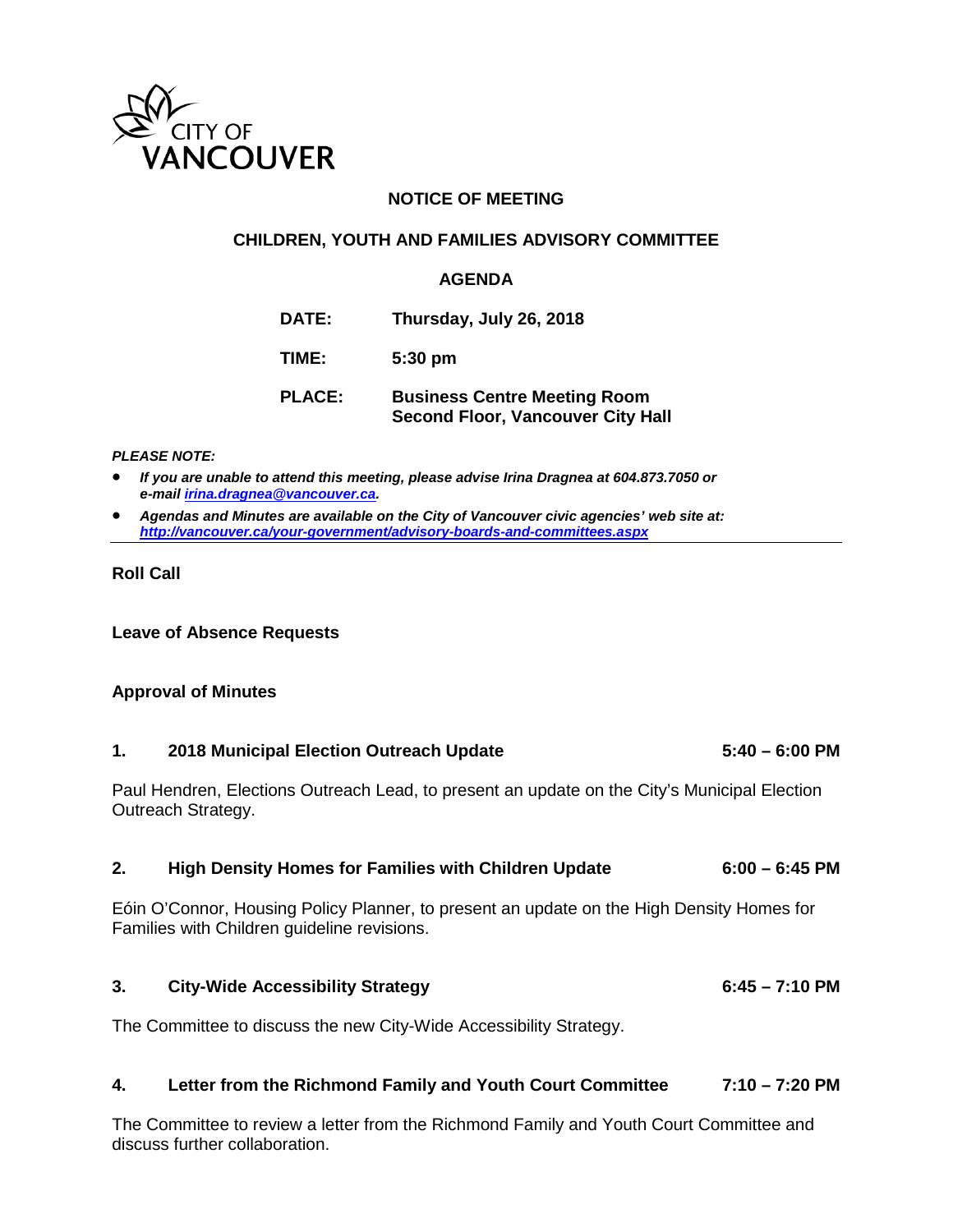CITY OF VANCOUVER

# NOTICE OF MEETING

## CHILDREN, YOUTH AND FAMILIES ADVISORY COMMITTEE

## AGENDA

**DATE:** Thursday, July 26, 2018

**TIME:** 5:30 pm

**PLACE:** Business Centre Meeting Room
Second Floor, Vancouver City Hall

***PLEASE NOTE:***

- ***If you are unable to attend this meeting, please advise Irina Dragnea at 604.873.7050 or e-mail irina.dragnea@vancouver.ca.***
- ***Agendas and Minutes are available on the City of Vancouver civic agencies' web site at: http://vancouver.ca/your-government/advisory-boards-and-committees.aspx***

---

**Roll Call**

**Leave of Absence Requests**

**Approval of Minutes**

**1. 2018 Municipal Election Outreach Update** **5:40 – 6:00 PM**

Paul Hendren, Elections Outreach Lead, to present an update on the City's Municipal Election Outreach Strategy.

**2. High Density Homes for Families with Children Update** **6:00 – 6:45 PM**

Eóin O'Connor, Housing Policy Planner, to present an update on the High Density Homes for Families with Children guideline revisions.

**3. City-Wide Accessibility Strategy** **6:45 – 7:10 PM**

The Committee to discuss the new City-Wide Accessibility Strategy.

**4. Letter from the Richmond Family and Youth Court Committee** **7:10 – 7:20 PM**

The Committee to review a letter from the Richmond Family and Youth Court Committee and discuss further collaboration.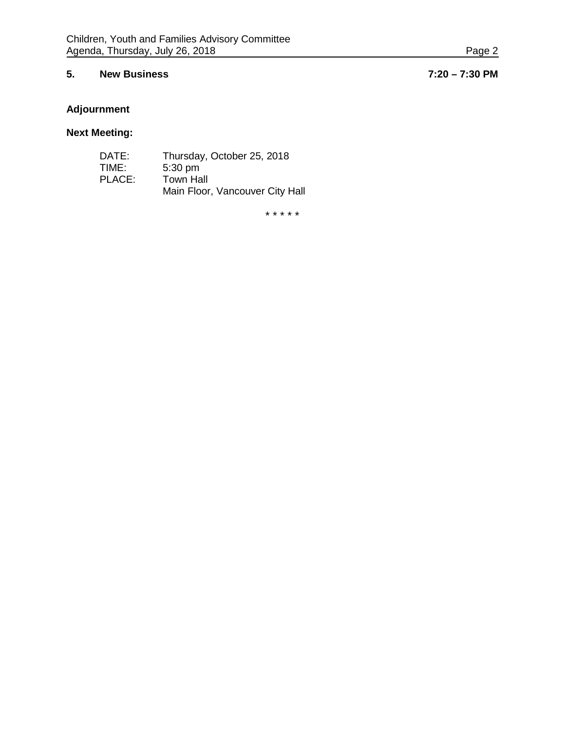**5. New Business** **7:20 – 7:30 PM**

**Adjournment**

**Next Meeting:**

| | |
|---|---|
| DATE: | Thursday, October 25, 2018 |
| TIME: | 5:30 pm |
| PLACE: | Town Hall<br>Main Floor, Vancouver City Hall |

\* \* \* \* \*